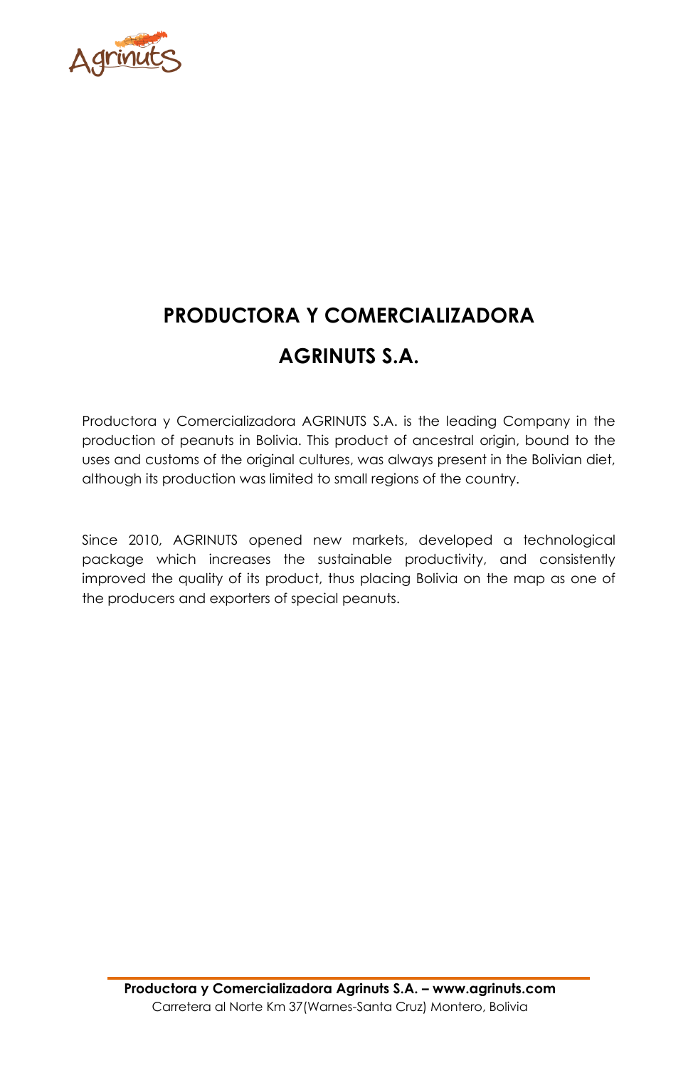# PRODUCTORA Y COMERCIALIZADORA

# AGRINUTS S.A.

Productora y Comercializadora AGRINUTS S.A. is the leading Company in the production of peanuts in Bolivia. This product of ancestral origin, bound to the uses and customs of the original cultures, was always present in the Bolivian diet, although its production was limited to small regions of the country.

Since 2010, AGRINUTS opened new markets, developed a technological package which increases the sustainable productivity, and consistently improved the quality of its product, thus placing Bolivia on the map as one of the producers and exporters of special peanuts.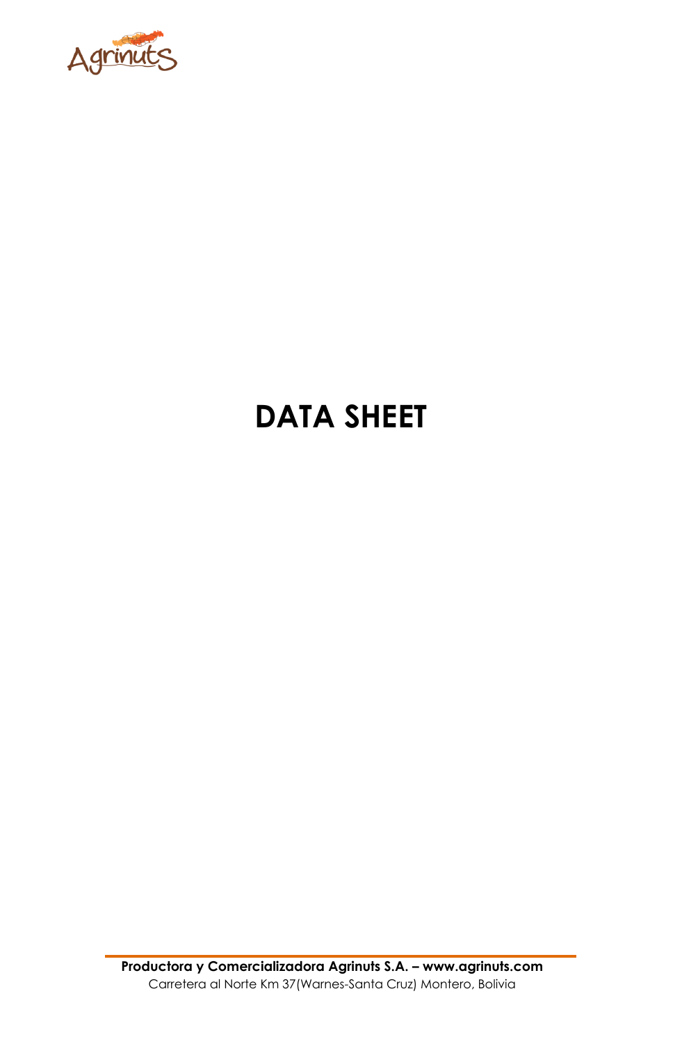# DATA SHEET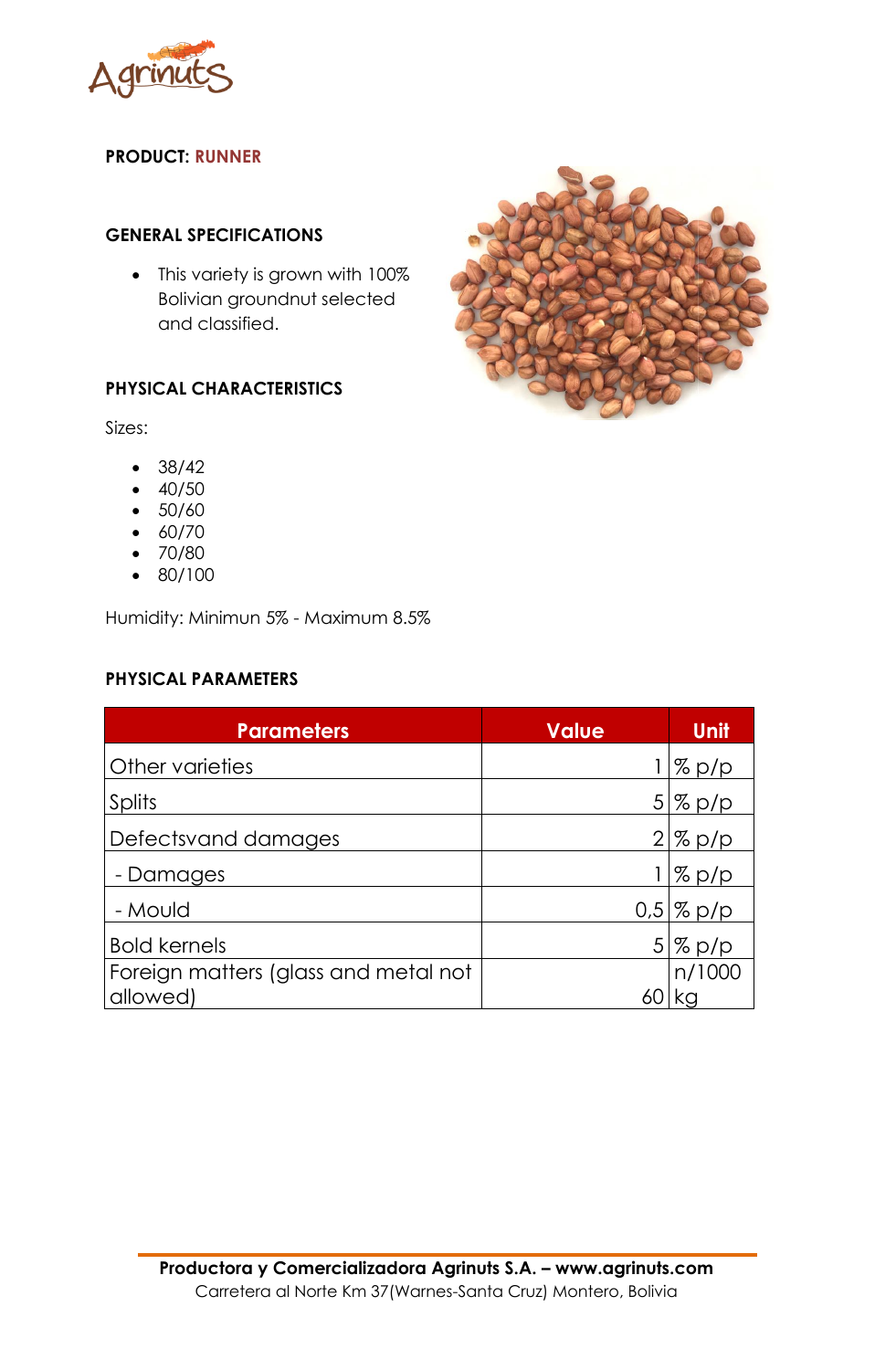**PRODUCT: RUNNER**

## GENERAL SPECIFICATIONS

- This variety is grown with 100% Bolivian groundnut selected and classified.

## PHYSICAL CHARACTERISTICS

Sizes:

- 38/42
- 40/50
- 50/60
- 60/70
- 70/80
- 80/100

Humidity: Minimun 5% - Maximum 8.5%

## PHYSICAL PARAMETERS

| Parameters | Value | Unit |
|---|---|---|
| Other varieties | 1 | % p/p |
| Splits | 5 | % p/p |
| Defectsvand damages | 2 | % p/p |
| - Damages | 1 | % p/p |
| - Mould | 0,5 | % p/p |
| Bold kernels | 5 | % p/p |
| Foreign matters (glass and metal not allowed) | 60 | n/1000 kg |

**Productora y Comercializadora Agrinuts S.A. – www.agrinuts.com**
Carretera al Norte Km 37(Warnes-Santa Cruz) Montero, Bolivia